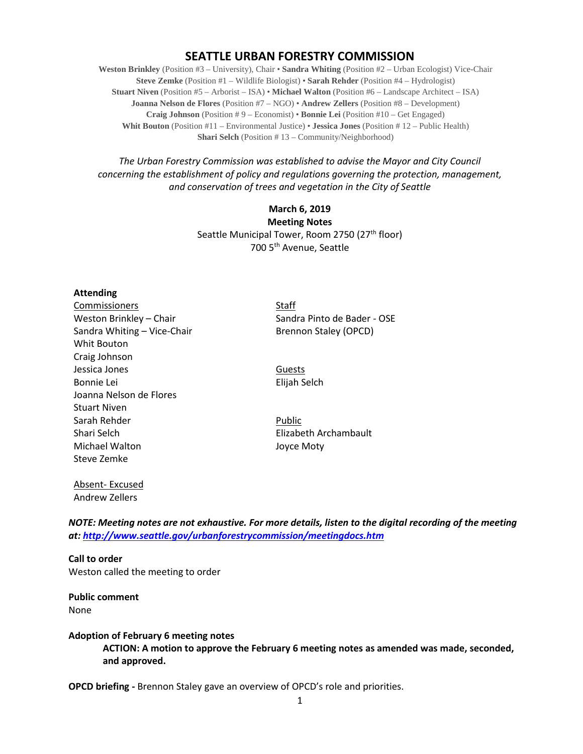# SEATTLE URBAN FORESTRY COMMISSION

**Weston Brinkley** (Position #3 – University), Chair • **Sandra Whiting** (Position #2 – Urban Ecologist) Vice-Chair
**Steve Zemke** (Position #1 – Wildlife Biologist) • **Sarah Rehder** (Position #4 – Hydrologist)
**Stuart Niven** (Position #5 – Arborist – ISA) • **Michael Walton** (Position #6 – Landscape Architect – ISA)
**Joanna Nelson de Flores** (Position #7 – NGO) • **Andrew Zellers** (Position #8 – Development)
**Craig Johnson** (Position # 9 – Economist) • **Bonnie Lei** (Position #10 – Get Engaged)
**Whit Bouton** (Position #11 – Environmental Justice) • **Jessica Jones** (Position # 12 – Public Health)
**Shari Selch** (Position # 13 – Community/Neighborhood)

*The Urban Forestry Commission was established to advise the Mayor and City Council concerning the establishment of policy and regulations governing the protection, management, and conservation of trees and vegetation in the City of Seattle*

**March 6, 2019**
**Meeting Notes**
Seattle Municipal Tower, Room 2750 (27th floor)
700 5th Avenue, Seattle

**Attending**

Commissioners
Weston Brinkley – Chair
Sandra Whiting – Vice-Chair
Whit Bouton
Craig Johnson
Jessica Jones
Bonnie Lei
Joanna Nelson de Flores
Stuart Niven
Sarah Rehder
Shari Selch
Michael Walton
Steve Zemke

Staff
Sandra Pinto de Bader - OSE
Brennon Staley (OPCD)

Guests
Elijah Selch

Public
Elizabeth Archambault
Joyce Moty

Absent- Excused
Andrew Zellers

***NOTE: Meeting notes are not exhaustive. For more details, listen to the digital recording of the meeting at: http://www.seattle.gov/urbanforestrycommission/meetingdocs.htm***

**Call to order**
Weston called the meeting to order

**Public comment**
None

**Adoption of February 6 meeting notes**

**ACTION: A motion to approve the February 6 meeting notes as amended was made, seconded, and approved.**

**OPCD briefing -** Brennon Staley gave an overview of OPCD's role and priorities.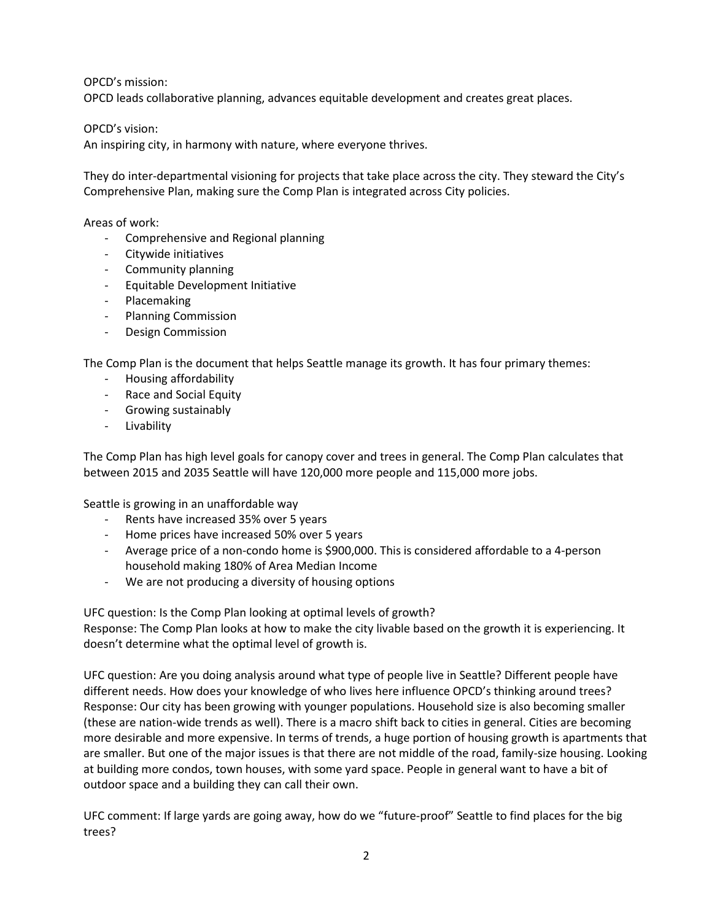OPCD's mission:
OPCD leads collaborative planning, advances equitable development and creates great places.

OPCD's vision:
An inspiring city, in harmony with nature, where everyone thrives.

They do inter-departmental visioning for projects that take place across the city. They steward the City's Comprehensive Plan, making sure the Comp Plan is integrated across City policies.

Areas of work:

- Comprehensive and Regional planning
- Citywide initiatives
- Community planning
- Equitable Development Initiative
- Placemaking
- Planning Commission
- Design Commission

The Comp Plan is the document that helps Seattle manage its growth. It has four primary themes:

- Housing affordability
- Race and Social Equity
- Growing sustainably
- Livability

The Comp Plan has high level goals for canopy cover and trees in general. The Comp Plan calculates that between 2015 and 2035 Seattle will have 120,000 more people and 115,000 more jobs.

Seattle is growing in an unaffordable way

- Rents have increased 35% over 5 years
- Home prices have increased 50% over 5 years
- Average price of a non-condo home is $900,000. This is considered affordable to a 4-person household making 180% of Area Median Income
- We are not producing a diversity of housing options

UFC question: Is the Comp Plan looking at optimal levels of growth?
Response: The Comp Plan looks at how to make the city livable based on the growth it is experiencing. It doesn't determine what the optimal level of growth is.

UFC question: Are you doing analysis around what type of people live in Seattle? Different people have different needs. How does your knowledge of who lives here influence OPCD's thinking around trees?
Response: Our city has been growing with younger populations. Household size is also becoming smaller (these are nation-wide trends as well). There is a macro shift back to cities in general. Cities are becoming more desirable and more expensive. In terms of trends, a huge portion of housing growth is apartments that are smaller. But one of the major issues is that there are not middle of the road, family-size housing. Looking at building more condos, town houses, with some yard space. People in general want to have a bit of outdoor space and a building they can call their own.

UFC comment: If large yards are going away, how do we "future-proof" Seattle to find places for the big trees?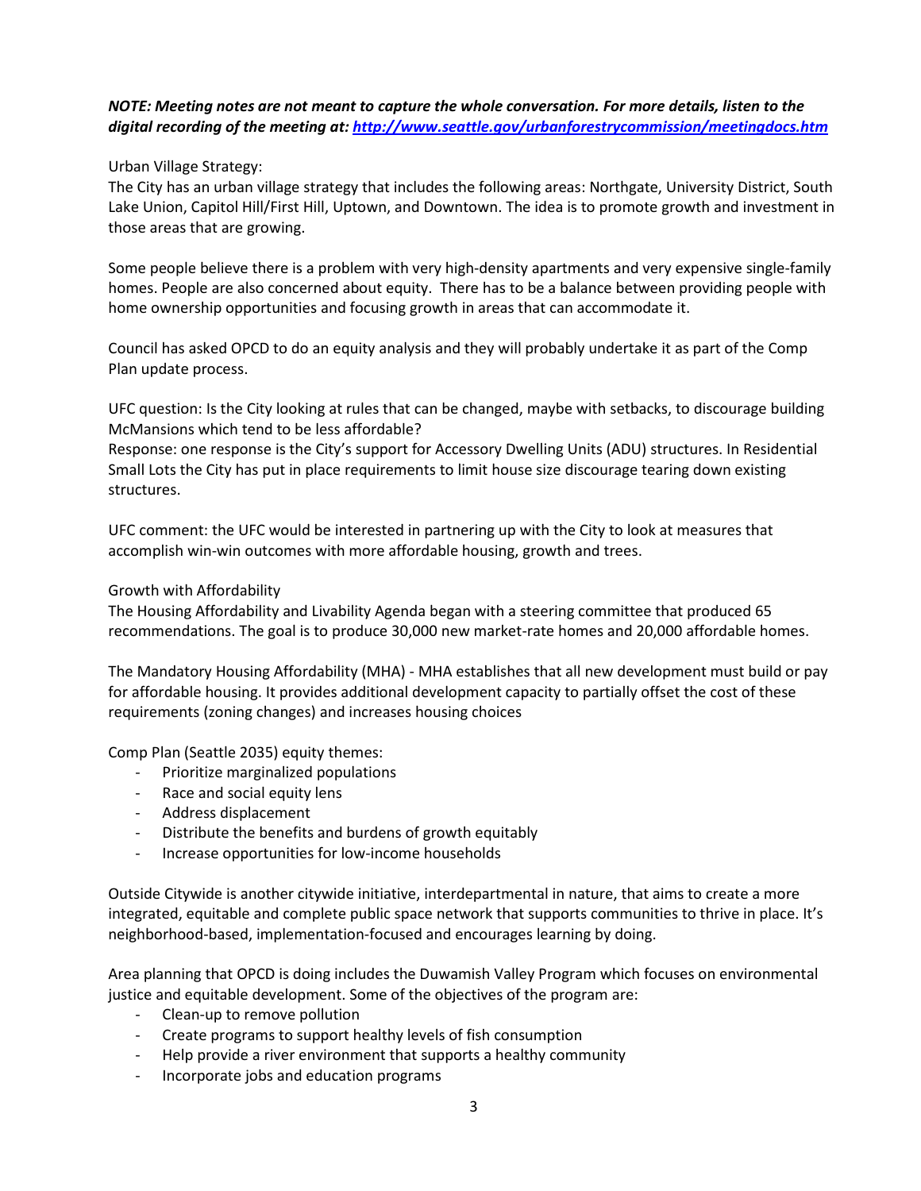***NOTE: Meeting notes are not meant to capture the whole conversation. For more details, listen to the digital recording of the meeting at: [http://www.seattle.gov/urbanforestrycommission/meetingdocs.htm](http://www.seattle.gov/urbanforestrycommission/meetingdocs.htm)***

Urban Village Strategy:
The City has an urban village strategy that includes the following areas: Northgate, University District, South Lake Union, Capitol Hill/First Hill, Uptown, and Downtown. The idea is to promote growth and investment in those areas that are growing.

Some people believe there is a problem with very high-density apartments and very expensive single-family homes. People are also concerned about equity. There has to be a balance between providing people with home ownership opportunities and focusing growth in areas that can accommodate it.

Council has asked OPCD to do an equity analysis and they will probably undertake it as part of the Comp Plan update process.

UFC question: Is the City looking at rules that can be changed, maybe with setbacks, to discourage building McMansions which tend to be less affordable?
Response: one response is the City's support for Accessory Dwelling Units (ADU) structures. In Residential Small Lots the City has put in place requirements to limit house size discourage tearing down existing structures.

UFC comment: the UFC would be interested in partnering up with the City to look at measures that accomplish win-win outcomes with more affordable housing, growth and trees.

Growth with Affordability
The Housing Affordability and Livability Agenda began with a steering committee that produced 65 recommendations. The goal is to produce 30,000 new market-rate homes and 20,000 affordable homes.

The Mandatory Housing Affordability (MHA) - MHA establishes that all new development must build or pay for affordable housing. It provides additional development capacity to partially offset the cost of these requirements (zoning changes) and increases housing choices

Comp Plan (Seattle 2035) equity themes:

- Prioritize marginalized populations
- Race and social equity lens
- Address displacement
- Distribute the benefits and burdens of growth equitably
- Increase opportunities for low-income households

Outside Citywide is another citywide initiative, interdepartmental in nature, that aims to create a more integrated, equitable and complete public space network that supports communities to thrive in place. It's neighborhood-based, implementation-focused and encourages learning by doing.

Area planning that OPCD is doing includes the Duwamish Valley Program which focuses on environmental justice and equitable development. Some of the objectives of the program are:

- Clean-up to remove pollution
- Create programs to support healthy levels of fish consumption
- Help provide a river environment that supports a healthy community
- Incorporate jobs and education programs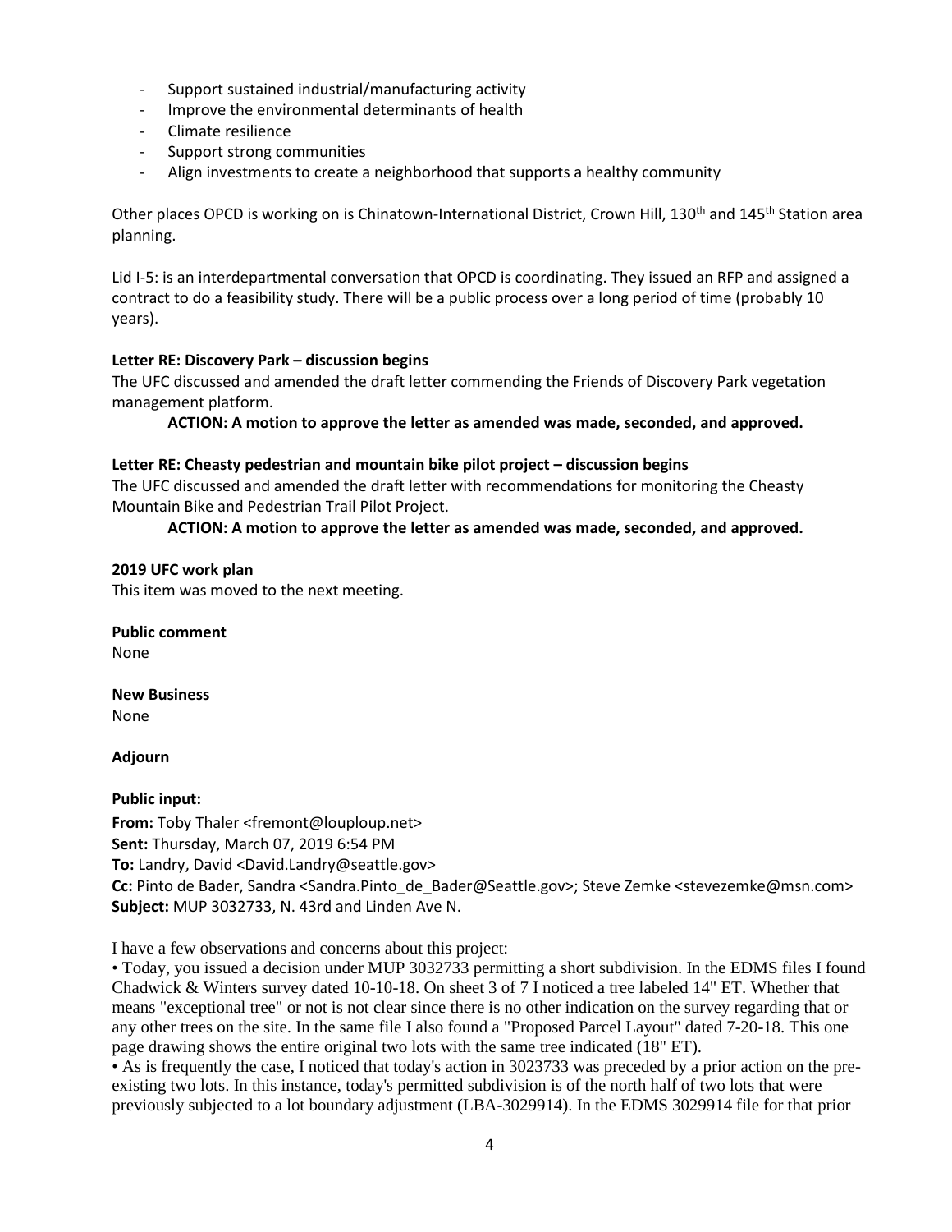- Support sustained industrial/manufacturing activity
- Improve the environmental determinants of health
- Climate resilience
- Support strong communities
- Align investments to create a neighborhood that supports a healthy community

Other places OPCD is working on is Chinatown-International District, Crown Hill, 130th and 145th Station area planning.

Lid I-5: is an interdepartmental conversation that OPCD is coordinating. They issued an RFP and assigned a contract to do a feasibility study. There will be a public process over a long period of time (probably 10 years).

**Letter RE: Discovery Park – discussion begins**
The UFC discussed and amended the draft letter commending the Friends of Discovery Park vegetation management platform.

**ACTION: A motion to approve the letter as amended was made, seconded, and approved.**

**Letter RE: Cheasty pedestrian and mountain bike pilot project – discussion begins**
The UFC discussed and amended the draft letter with recommendations for monitoring the Cheasty Mountain Bike and Pedestrian Trail Pilot Project.

**ACTION: A motion to approve the letter as amended was made, seconded, and approved.**

**2019 UFC work plan**
This item was moved to the next meeting.

**Public comment**
None

**New Business**
None

**Adjourn**

**Public input:**

**From:** Toby Thaler <fremont@louploup.net>
**Sent:** Thursday, March 07, 2019 6:54 PM
**To:** Landry, David <David.Landry@seattle.gov>
**Cc:** Pinto de Bader, Sandra <Sandra.Pinto_de_Bader@Seattle.gov>; Steve Zemke <stevezemke@msn.com>
**Subject:** MUP 3032733, N. 43rd and Linden Ave N.

I have a few observations and concerns about this project:

• Today, you issued a decision under MUP 3032733 permitting a short subdivision. In the EDMS files I found Chadwick & Winters survey dated 10-10-18. On sheet 3 of 7 I noticed a tree labeled 14" ET. Whether that means "exceptional tree" or not is not clear since there is no other indication on the survey regarding that or any other trees on the site. In the same file I also found a "Proposed Parcel Layout" dated 7-20-18. This one page drawing shows the entire original two lots with the same tree indicated (18" ET).

• As is frequently the case, I noticed that today's action in 3023733 was preceded by a prior action on the pre-existing two lots. In this instance, today's permitted subdivision is of the north half of two lots that were previously subjected to a lot boundary adjustment (LBA-3029914). In the EDMS 3029914 file for that prior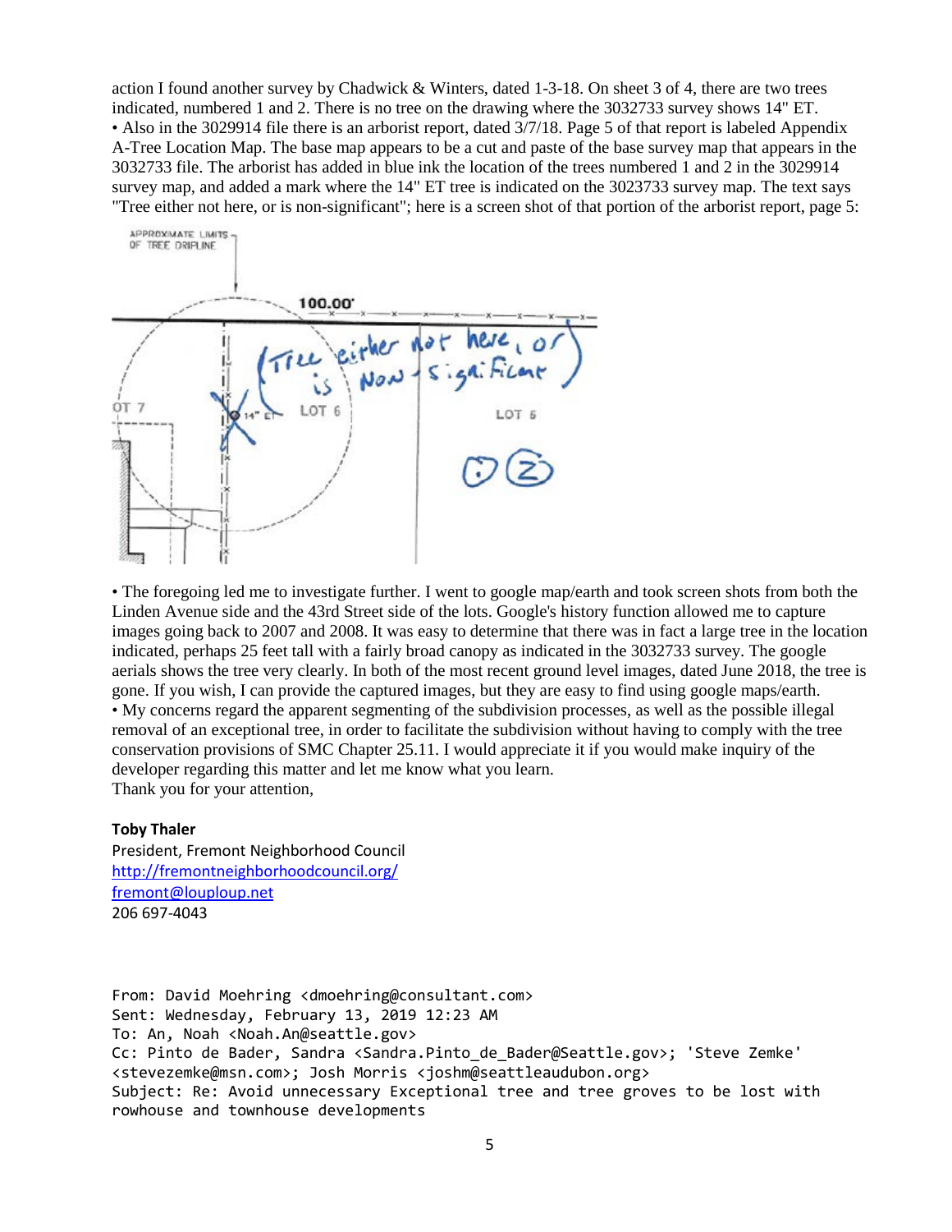action I found another survey by Chadwick & Winters, dated 1-3-18. On sheet 3 of 4, there are two trees indicated, numbered 1 and 2. There is no tree on the drawing where the 3032733 survey shows 14" ET.

• Also in the 3029914 file there is an arborist report, dated 3/7/18. Page 5 of that report is labeled Appendix A-Tree Location Map. The base map appears to be a cut and paste of the base survey map that appears in the 3032733 file. The arborist has added in blue ink the location of the trees numbered 1 and 2 in the 3029914 survey map, and added a mark where the 14" ET tree is indicated on the 3023733 survey map. The text says "Tree either not here, or is non-significant"; here is a screen shot of that portion of the arborist report, page 5:

• The foregoing led me to investigate further. I went to google map/earth and took screen shots from both the Linden Avenue side and the 43rd Street side of the lots. Google's history function allowed me to capture images going back to 2007 and 2008. It was easy to determine that there was in fact a large tree in the location indicated, perhaps 25 feet tall with a fairly broad canopy as indicated in the 3032733 survey. The google aerials shows the tree very clearly. In both of the most recent ground level images, dated June 2018, the tree is gone. If you wish, I can provide the captured images, but they are easy to find using google maps/earth.

• My concerns regard the apparent segmenting of the subdivision processes, as well as the possible illegal removal of an exceptional tree, in order to facilitate the subdivision without having to comply with the tree conservation provisions of SMC Chapter 25.11. I would appreciate it if you would make inquiry of the developer regarding this matter and let me know what you learn.

Thank you for your attention,

**Toby Thaler**
President, Fremont Neighborhood Council
http://fremontneighborhoodcouncil.org/
fremont@louploup.net
206 697-4043

```
From: David Moehring <dmoehring@consultant.com>
Sent: Wednesday, February 13, 2019 12:23 AM
To: An, Noah <Noah.An@seattle.gov>
Cc: Pinto de Bader, Sandra <Sandra.Pinto_de_Bader@Seattle.gov>; 'Steve Zemke'
<stevezemke@msn.com>; Josh Morris <joshm@seattleaudubon.org>
Subject: Re: Avoid unnecessary Exceptional tree and tree groves to be lost with
rowhouse and townhouse developments
```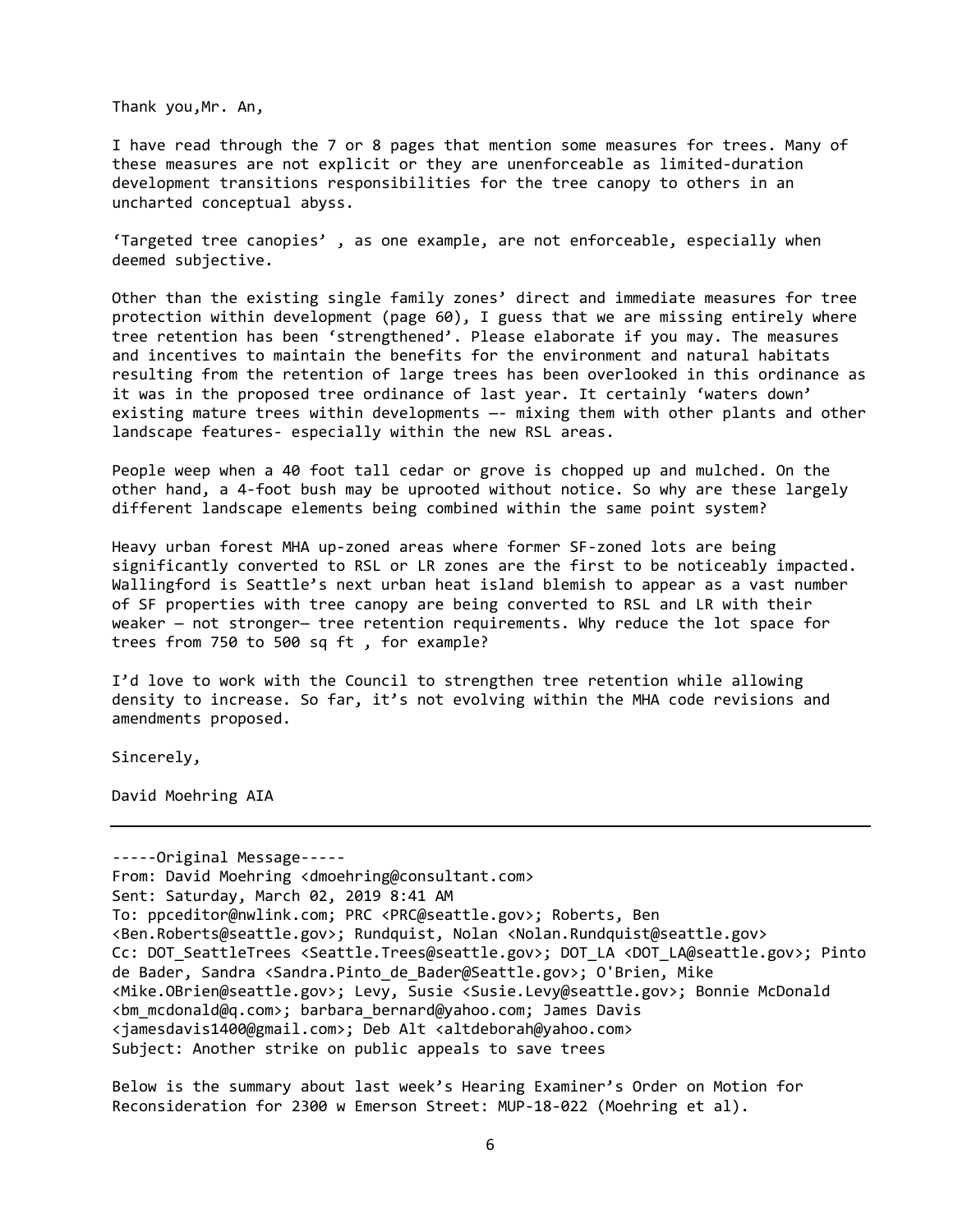Thank you,Mr. An,

I have read through the 7 or 8 pages that mention some measures for trees. Many of these measures are not explicit or they are unenforceable as limited-duration development transitions responsibilities for the tree canopy to others in an uncharted conceptual abyss.

'Targeted tree canopies' , as one example, are not enforceable, especially when deemed subjective.

Other than the existing single family zones' direct and immediate measures for tree protection within development (page 60), I guess that we are missing entirely where tree retention has been 'strengthened'. Please elaborate if you may. The measures and incentives to maintain the benefits for the environment and natural habitats resulting from the retention of large trees has been overlooked in this ordinance as it was in the proposed tree ordinance of last year. It certainly 'waters down' existing mature trees within developments –- mixing them with other plants and other landscape features- especially within the new RSL areas.

People weep when a 40 foot tall cedar or grove is chopped up and mulched. On the other hand, a 4-foot bush may be uprooted without notice. So why are these largely different landscape elements being combined within the same point system?

Heavy urban forest MHA up-zoned areas where former SF-zoned lots are being significantly converted to RSL or LR zones are the first to be noticeably impacted. Wallingford is Seattle's next urban heat island blemish to appear as a vast number of SF properties with tree canopy are being converted to RSL and LR with their weaker – not stronger– tree retention requirements. Why reduce the lot space for trees from 750 to 500 sq ft , for example?

I'd love to work with the Council to strengthen tree retention while allowing density to increase. So far, it's not evolving within the MHA code revisions and amendments proposed.

Sincerely,

David Moehring AIA

---

-----Original Message-----
From: David Moehring <dmoehring@consultant.com>
Sent: Saturday, March 02, 2019 8:41 AM
To: ppceditor@nwlink.com; PRC <PRC@seattle.gov>; Roberts, Ben <Ben.Roberts@seattle.gov>; Rundquist, Nolan <Nolan.Rundquist@seattle.gov>
Cc: DOT_SeattleTrees <Seattle.Trees@seattle.gov>; DOT_LA <DOT_LA@seattle.gov>; Pinto de Bader, Sandra <Sandra.Pinto_de_Bader@Seattle.gov>; O'Brien, Mike <Mike.OBrien@seattle.gov>; Levy, Susie <Susie.Levy@seattle.gov>; Bonnie McDonald <bm_mcdonald@q.com>; barbara_bernard@yahoo.com; James Davis <jamesdavis1400@gmail.com>; Deb Alt <altdeborah@yahoo.com>
Subject: Another strike on public appeals to save trees

Below is the summary about last week's Hearing Examiner's Order on Motion for Reconsideration for 2300 w Emerson Street: MUP-18-022 (Moehring et al).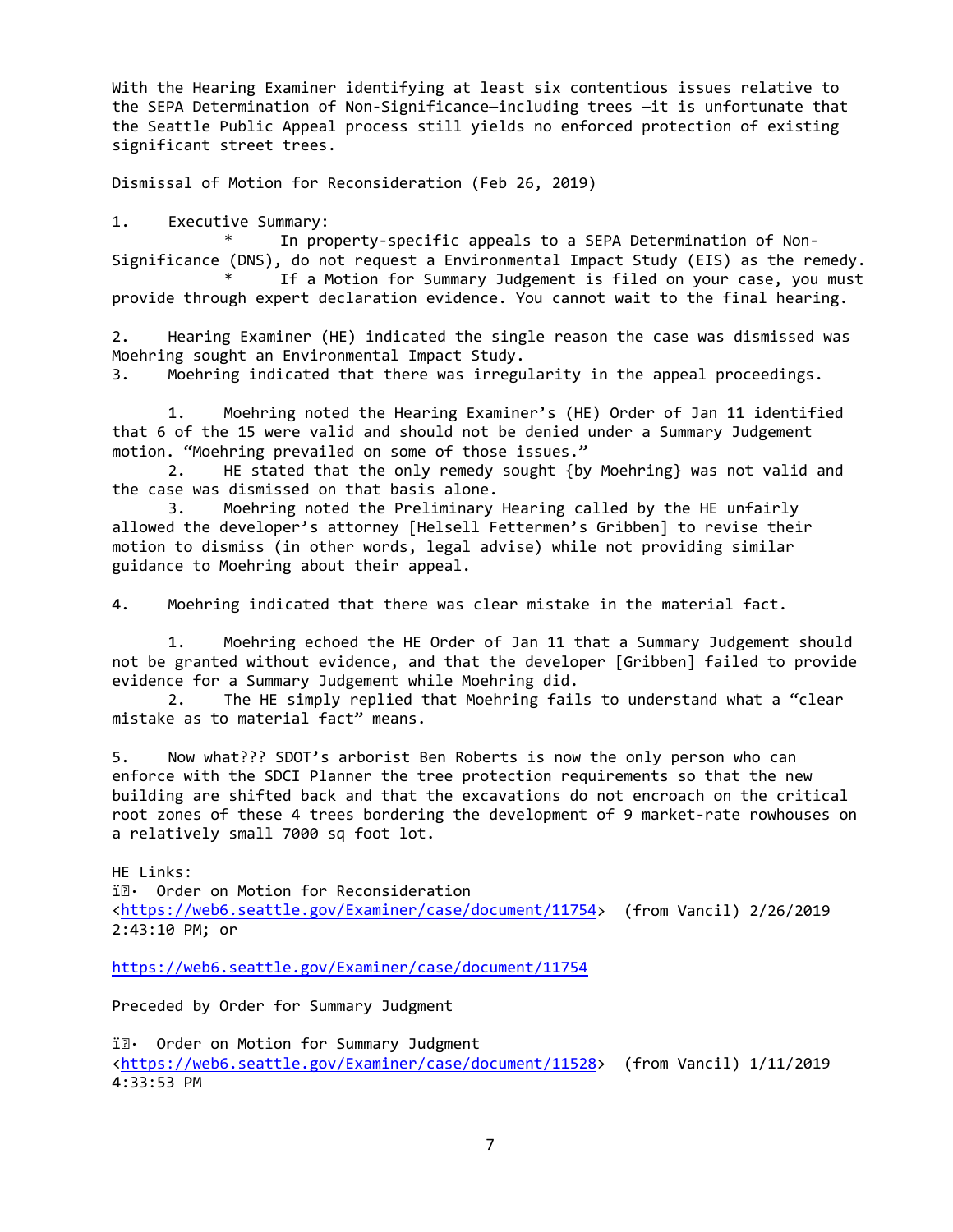With the Hearing Examiner identifying at least six contentious issues relative to the SEPA Determination of Non-Significance—including trees —it is unfortunate that the Seattle Public Appeal process still yields no enforced protection of existing significant street trees.

Dismissal of Motion for Reconsideration (Feb 26, 2019)

1. Executive Summary:
   * In property-specific appeals to a SEPA Determination of Non-Significance (DNS), do not request a Environmental Impact Study (EIS) as the remedy.
   * If a Motion for Summary Judgement is filed on your case, you must provide through expert declaration evidence. You cannot wait to the final hearing.

2. Hearing Examiner (HE) indicated the single reason the case was dismissed was Moehring sought an Environmental Impact Study.
3. Moehring indicated that there was irregularity in the appeal proceedings.

   1. Moehring noted the Hearing Examiner's (HE) Order of Jan 11 identified that 6 of the 15 were valid and should not be denied under a Summary Judgement motion. "Moehring prevailed on some of those issues."
   2. HE stated that the only remedy sought {by Moehring} was not valid and the case was dismissed on that basis alone.
   3. Moehring noted the Preliminary Hearing called by the HE unfairly allowed the developer's attorney [Helsell Fettermen's Gribben] to revise their motion to dismiss (in other words, legal advise) while not providing similar guidance to Moehring about their appeal.

4. Moehring indicated that there was clear mistake in the material fact.

   1. Moehring echoed the HE Order of Jan 11 that a Summary Judgement should not be granted without evidence, and that the developer [Gribben] failed to provide evidence for a Summary Judgement while Moehring did.
   2. The HE simply replied that Moehring fails to understand what a "clear mistake as to material fact" means.

5. Now what??? SDOT's arborist Ben Roberts is now the only person who can enforce with the SDCI Planner the tree protection requirements so that the new building are shifted back and that the excavations do not encroach on the critical root zones of these 4 trees bordering the development of 9 market-rate rowhouses on a relatively small 7000 sq foot lot.

HE Links:

ï· Order on Motion for Reconsideration <https://web6.seattle.gov/Examiner/case/document/11754> (from Vancil) 2/26/2019 2:43:10 PM; or

https://web6.seattle.gov/Examiner/case/document/11754

Preceded by Order for Summary Judgment

ï· Order on Motion for Summary Judgment <https://web6.seattle.gov/Examiner/case/document/11528> (from Vancil) 1/11/2019 4:33:53 PM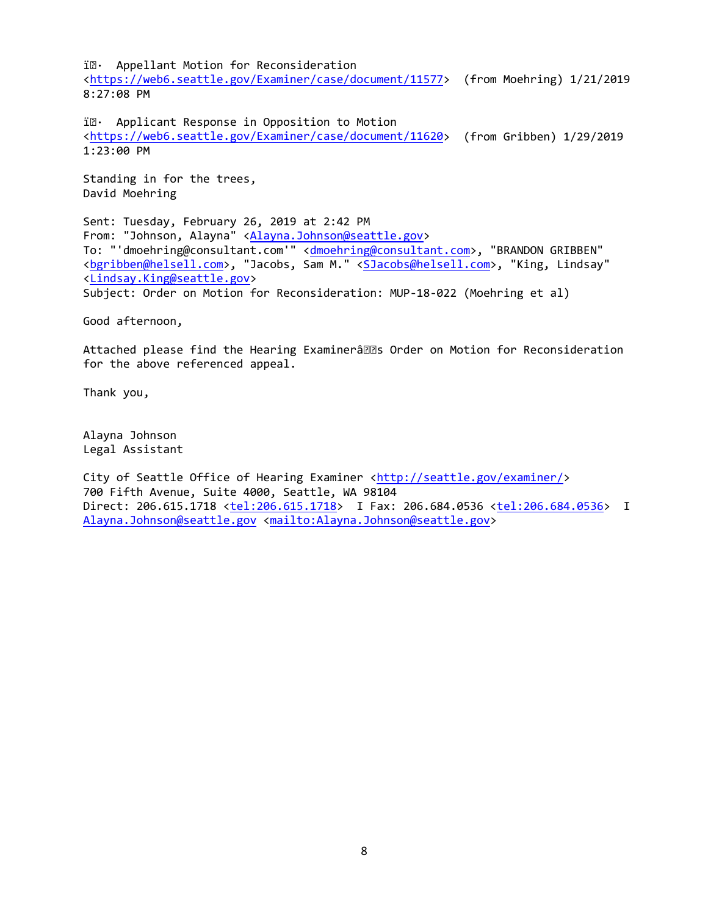ï· Appellant Motion for Reconsideration <https://web6.seattle.gov/Examiner/case/document/11577> (from Moehring) 1/21/2019 8:27:08 PM

ï· Applicant Response in Opposition to Motion <https://web6.seattle.gov/Examiner/case/document/11620> (from Gribben) 1/29/2019 1:23:00 PM

Standing in for the trees,
David Moehring

Sent: Tuesday, February 26, 2019 at 2:42 PM
From: "Johnson, Alayna" <Alayna.Johnson@seattle.gov>
To: "'dmoehring@consultant.com'" <dmoehring@consultant.com>, "BRANDON GRIBBEN" <bgribben@helsell.com>, "Jacobs, Sam M." <SJacobs@helsell.com>, "King, Lindsay" <Lindsay.King@seattle.gov>
Subject: Order on Motion for Reconsideration: MUP-18-022 (Moehring et al)

Good afternoon,

Attached please find the Hearing Examinerâs Order on Motion for Reconsideration for the above referenced appeal.

Thank you,

Alayna Johnson
Legal Assistant

City of Seattle Office of Hearing Examiner <http://seattle.gov/examiner/>
700 Fifth Avenue, Suite 4000, Seattle, WA 98104
Direct: 206.615.1718 <tel:206.615.1718> I Fax: 206.684.0536 <tel:206.684.0536> I Alayna.Johnson@seattle.gov <mailto:Alayna.Johnson@seattle.gov>